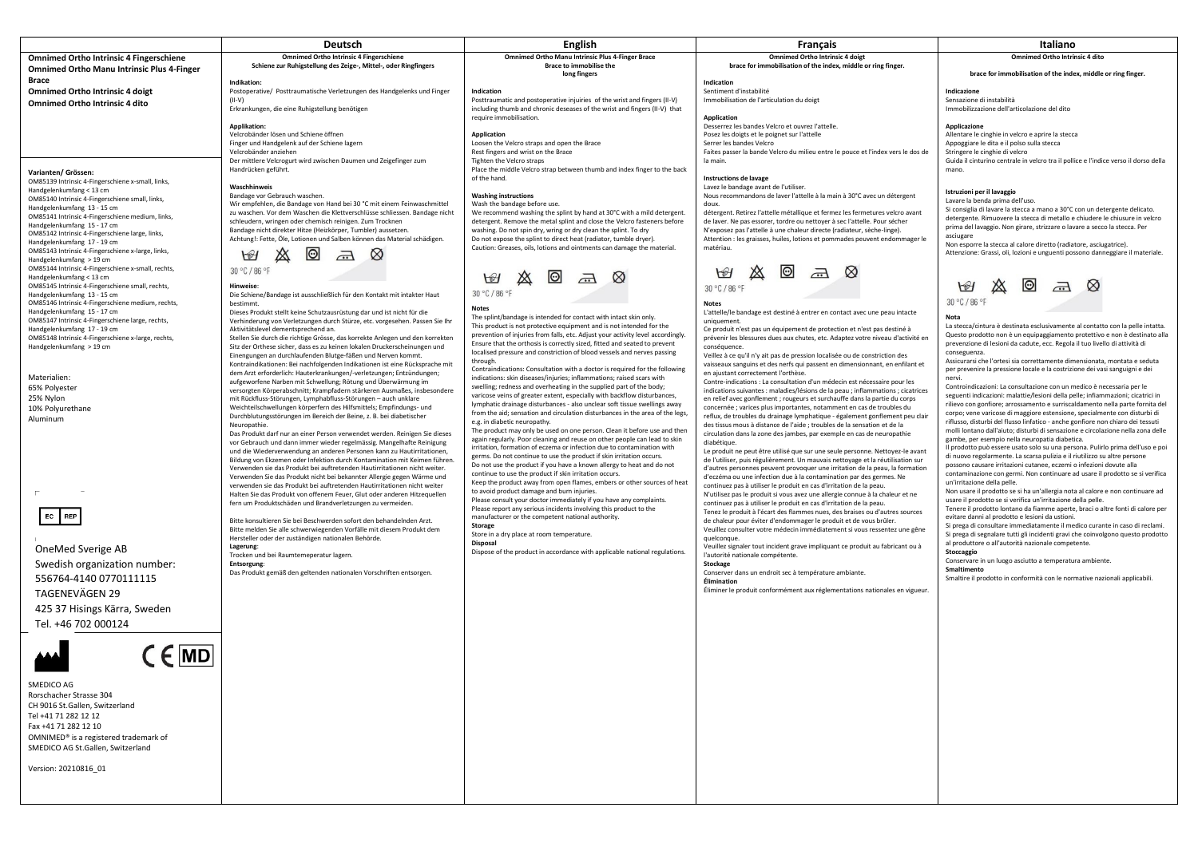**Omnimed Ortho Intrinsic 4 Fingerschiene**
**Omnimed Ortho Manu Intrinsic Plus 4-Finger Brace**
**Omnimed Ortho Intrinsic 4 doigt**
**Omnimed Ortho Intrinsic 4 dito**

**Varianten/ Grössen:**
OM85139 Intrinsic 4-Fingerschiene x-small, links, Handgelenkumfang < 13 cm
OM85140 Intrinsic 4-Fingerschiene small, links, Handgelenkumfang 13 - 15 cm
OM85141 Intrinsic 4-Fingerschiene medium, links, Handgelenkumfang 15 - 17 cm
OM85142 Intrinsic 4-Fingerschiene large, links, Handgelenkumfang 17 - 19 cm
OM85143 Intrinsic 4-Fingerschiene x-large, links, Handgelenkumfang > 19 cm
OM85144 Intrinsic 4-Fingerschiene x-small, rechts, Handgelenkumfang < 13 cm
OM85145 Intrinsic 4-Fingerschiene small, rechts, Handgelenkumfang 13 - 15 cm
OM85146 Intrinsic 4-Fingerschiene medium, rechts, Handgelenkumfang 15 - 17 cm
OM85147 Intrinsic 4-Fingerschiene large, rechts, Handgelenkumfang 17 - 19 cm
OM85148 Intrinsic 4-Fingerschiene x-large, rechts, Handgelenkumfang > 19 cm

Materialien:
65% Polyester
25% Nylon
10% Polyurethane
Aluminum

EC REP

OneMed Sverige AB
Swedish organization number:
556764-4140 0770111115
TAGENEVÄGEN 29
425 37 Hisings Kärra, Sweden
Tel. +46 702 000124

CE MD

SMEDICO AG
Rorschacher Strasse 304
CH 9016 St.Gallen, Switzerland
Tel +41 71 282 12 12
Fax +41 71 282 12 10
OMNIMED® is a registered trademark of SMEDICO AG St.Gallen, Switzerland

Version: 20210816_01

## Deutsch

**Omnimed Ortho Intrinsic 4 Fingerschiene**
**Schiene zur Ruhigstellung des Zeige-, Mittel-, oder Ringfingers**

**Indikation:**
Postoperative/ Posttraumatische Verletzungen des Handgelenks und Finger (II-V)
Erkrankungen, die eine Ruhigstellung benötigen

**Applikation:**
Velcrobänder lösen und Schiene öffnen
Finger und Handgelenk auf der Schiene lagern
Velcrobänder anziehen
Der mittlere Velcrogurt wird zwischen Daumen und Zeigefinger zum Handrücken geführt.

**Waschhinweis**
Bandage vor Gebrauch waschen.
Wir empfehlen, die Bandage von Hand bei 30 °C mit einem Feinwaschmittel zu waschen. Vor dem Waschen die Klettverschlüsse schliessen. Bandage nicht schleudern, wringen oder chemisch reinigen. Zum Trocknen Bandage nicht direkter Hitze (Heizkörper, Tumbler) aussetzen.
Achtung!: Fette, Öle, Lotionen und Salben können das Material schädigen.

30 °C / 86 °F

**Hinweise**:
Die Schiene/Bandage ist ausschließlich für den Kontakt mit intakter Haut bestimmt.
Dieses Produkt stellt keine Schutzausrüstung dar und ist nicht für die Verhinderung von Verletzungen durch Stürze, etc. vorgesehen. Passen Sie Ihr Aktivitätslevel dementsprechend an.
Stellen Sie durch die richtige Grösse, das korrekte Anlegen und den korrekten Sitz der Orthese sicher, dass es zu keinen lokalen Druckerscheinungen und Einengungen an durchlaufenden Blutge-fäßen und Nerven kommt.
Kontraindikationen: Bei nachfolgenden Indikationen ist eine Rücksprache mit dem Arzt erforderlich: Hauterkrankungen/-verletzungen; Entzündungen; aufgeworfene Narben mit Schwellung; Rötung und Überwärmung im versorgten Körperabschnitt; Krampfadern stärkeren Ausmaßes, insbesondere mit Rückfluss-Störungen, Lymphabfluss-Störungen – auch unklare Weichteilschwellungen körperfern des Hilfsmittels; Empfindungs- und Durchblutungsstörungen im Bereich der Beine, z. B. bei diabetischer Neuropathie.
Das Produkt darf nur an einer Person verwendet werden. Reinigen Sie dieses vor Gebrauch und dann immer wieder regelmässig. Mangelhafte Reinigung und die Wiederverwendung an anderen Personen kann zu Hautirritationen, Bildung von Ekzemen oder Infektion durch Kontamination mit Keimen führen.
Verwenden sie das Produkt bei auftretenden Hautirritationen nicht weiter.
Verwenden Sie das Produkt nicht bei bekannter Allergie gegen Wärme und verwenden sie das Produkt bei auftretenden Hautirritationen nicht weiter
Halten Sie das Produkt von offenem Feuer, Glut oder anderen Hitzequellen fern um Produktschäden und Brandverletzungen zu vermeiden.

Bitte konsultieren Sie bei Beschwerden sofort den behandelnden Arzt.
Bitte melden Sie alle schwerwiegenden Vorfälle mit diesem Produkt dem Hersteller oder der zuständigen nationalen Behörde.
**Lagerung**:
Trocken und bei Raumtemeperatur lagern.
**Entsorgung**:
Das Produkt gemäß den geltenden nationalen Vorschriften entsorgen.

## English

**Omnimed Ortho Manu Intrinsic Plus 4-Finger Brace**
**Brace to immobilise the long fingers**

**Indication**
Posttraumatic and postoperative injuries of the wrist and fingers (II-V) including thumb and chronic deseases of the wrist and fingers (II-V) that require immobilisation.

**Application**
Loosen the Velcro straps and open the Brace
Rest fingers and wrist on the Brace
Tighten the Velcro straps
Place the middle Velcro strap between thumb and index finger to the back of the hand.

**Washing instructions**
Wash the bandage before use.
We recommend washing the splint by hand at 30°C with a mild detergent. Remove the metal splint and close the Velcro fasteners before washing. Do not spin dry, wring or dry clean the splint. To dry
Do not expose the splint to direct heat (radiator, tumble dryer).
Caution: Greases, oils, lotions and ointments can damage the material.

30 °C / 86 °F

**Notes**
The splint/bandage is intended for contact with intact skin only.
This product is not protective equipment and is not intended for the prevention of injuries from falls, etc. Adjust your activity level accordingly.
Ensure that the orthosis is correctly sized, fitted and seated to prevent localised pressure and constriction of blood vessels and nerves passing through.
Contraindications: Consultation with a doctor is required for the following indications: skin diseases/injuries; inflammations; raised scars with swelling; redness and overheating in the supplied part of the body; varicose veins of greater extent, especially with backflow disturbances, lymphatic drainage disturbances - also unclear soft tissue swellings away from the aid; sensation and circulation disturbances in the area of the legs, e.g. in diabetic neuropathy.
The product may only be used on one person. Clean it before use and then again regularly. Poor cleaning and reuse on other people can lead to skin irritation, formation of eczema or infection due to contamination with germs. Do not continue to use the product if skin irritation occurs.
Do not use the product if you have a known allergy to heat and do not continue to use the product if skin irritation occurs.
Keep the product away from open flames, embers or other sources of heat to avoid product damage and burn injuries.
Please consult your doctor immediately if you have any complaints.
Please report any serious incidents involving this product to the manufacturer or the competent national authority.
**Storage**
Store in a dry place at room temperature.
**Disposal**
Dispose of the product in accordance with applicable national regulations.

## Français

**Omnimed Ortho Intrinsic 4 doigt**
**brace for immobilisation of the index, middle or ring finger.**

**Indication**
Sentiment d'instabilité
Immobilisation de l'articulation du doigt

**Application**
Desserrez les bandes Velcro et ouvrez l'attelle.
Posez les doigts et le poignet sur l'attelle
Serrer les bandes Velcro
Faites passer la bande Velcro du milieu entre le pouce et l'index vers le dos de la main.

**Instructions de lavage**
Lavez le bandage avant de l'utiliser.
Nous recommandons de laver l'attelle à la main à 30°C avec un détergent doux.
détergent. Retirez l'attelle métallique et fermez les fermetures velcro avant de laver. Ne pas essorer, tordre ou nettoyer à sec l'attelle. Pour sécher N'exposez pas l'attelle à une chaleur directe (radiateur, sèche-linge).
Attention : les graisses, huiles, lotions et pommades peuvent endommager le matériau.

30 °C / 86 °F

**Notes**
L'attelle/le bandage est destiné à entrer en contact avec une peau intacte uniquement.
Ce produit n'est pas un équipement de protection et n'est pas destiné à prévenir les blessures dues aux chutes, etc. Adaptez votre niveau d'activité en conséquence.
Veillez à ce qu'il n'y ait pas de pression localisée ou de constriction des vaisseaux sanguins et des nerfs qui passent en dimensionnant, en enfilant et en ajustant correctement l'orthèse.
Contre-indications : La consultation d'un médecin est nécessaire pour les indications suivantes : maladies/lésions de la peau ; inflammations ; cicatrices en relief avec gonflement ; rougeurs et surchauffe dans la partie du corps concernée ; varices plus importantes, notamment en cas de troubles du reflux, de troubles du drainage lymphatique - également gonflement peu clair des tissus mous à distance de l'aide ; troubles de la sensation et de la circulation dans la zone des jambes, par exemple en cas de neuropathie diabétique.
Le produit ne peut être utilisé que sur une seule personne. Nettoyez-le avant de l'utiliser, puis régulièrement. Un mauvais nettoyage et la réutilisation sur d'autres personnes peuvent provoquer une irritation de la peau, la formation d'eczéma ou une infection due à la contamination par des germes. Ne continuez pas à utiliser le produit en cas d'irritation de la peau.
N'utilisez pas le produit si vous avez une allergie connue à la chaleur et ne continuez pas à utiliser le produit en cas d'irritation de la peau.
Tenez le produit à l'écart des flammes nues, des braises ou d'autres sources de chaleur pour éviter d'endommager le produit et de vous brûler.
Veuillez consulter votre médecin immédiatement si vous ressentez une gêne quelconque.
Veuillez signaler tout incident grave impliquant ce produit au fabricant ou à l'autorité nationale compétente.
**Stockage**
Conserver dans un endroit sec à température ambiante.
**Élimination**
Éliminer le produit conformément aux réglementations nationales en vigueur.

## Italiano

**Omnimed Ortho Intrinsic 4 dito**

**brace for immobilisation of the index, middle or ring finger.**

**Indicazione**
Sensazione di instabilità
Immobilizzazione dell'articolazione del dito

**Applicazione**
Allentare le cinghie in velcro e aprire la stecca
Appoggiare le dita e il polso sulla stecca
Stringere le cinghie di velcro
Guida il cinturino centrale in velcro tra il pollice e l'indice verso il dorso della mano.

**Istruzioni per il lavaggio**
Lavare la benda prima dell'uso.
Si consiglia di lavare la stecca a mano a 30°C con un detergente delicato. detergente. Rimuovere la stecca di metallo e chiudere le chiusure in velcro prima del lavaggio. Non girare, strizzare o lavare a secco la stecca. Per asciugare
Non esporre la stecca al calore diretto (radiatore, asciugatrice).
Attenzione: Grassi, oli, lozioni e unguenti possono danneggiare il materiale.

30 °C / 86 °F

**Nota**
La stecca/cintura è destinata esclusivamente al contatto con la pelle intatta.
Questo prodotto non è un equipaggiamento protettivo e non è destinato alla prevenzione di lesioni da cadute, ecc. Regola il tuo livello di attività di conseguenza.
Assicurarsi che l'ortesi sia correttamente dimensionata, montata e seduta per prevenire la pressione locale e la costrizione dei vasi sanguigni e dei nervi.
Controindicazioni: La consultazione con un medico è necessaria per le seguenti indicazioni: malattie/lesioni della pelle; infiammazioni; cicatrici in rilievo con gonfiore; arrossamento e surriscaldamento nella parte fornita del corpo; vene varicose di maggiore estensione, specialmente con disturbi di riflusso, disturbi del flusso linfatico - anche gonfiore non chiaro dei tessuti molli lontano dall'aiuto; disturbi di sensazione e circolazione nella zona delle gambe, per esempio nella neuropatia diabetica.
Il prodotto può essere usato solo su una persona. Pulirlo prima dell'uso e poi di nuovo regolarmente. La scarsa pulizia e il riutilizzo su altre persone possono causare irritazioni cutanee, eczemi o infezioni dovute alla contaminazione con germi. Non continuare ad usare il prodotto se si verifica un'irritazione della pelle.
Non usare il prodotto se si ha un'allergia nota al calore e non continuare ad usare il prodotto se si verifica un'irritazione della pelle.
Tenere il prodotto lontano da fiamme aperte, braci o altre fonti di calore per evitare danni al prodotto e lesioni da ustioni.
Si prega di consultare immediatamente il medico curante in caso di reclami.
Si prega di segnalare tutti gli incidenti gravi che coinvolgono questo prodotto al produttore o all'autorità nazionale competente.
**Stoccaggio**
Conservare in un luogo asciutto a temperatura ambiente.
**Smaltimento**
Smaltire il prodotto in conformità con le normative nazionali applicabili.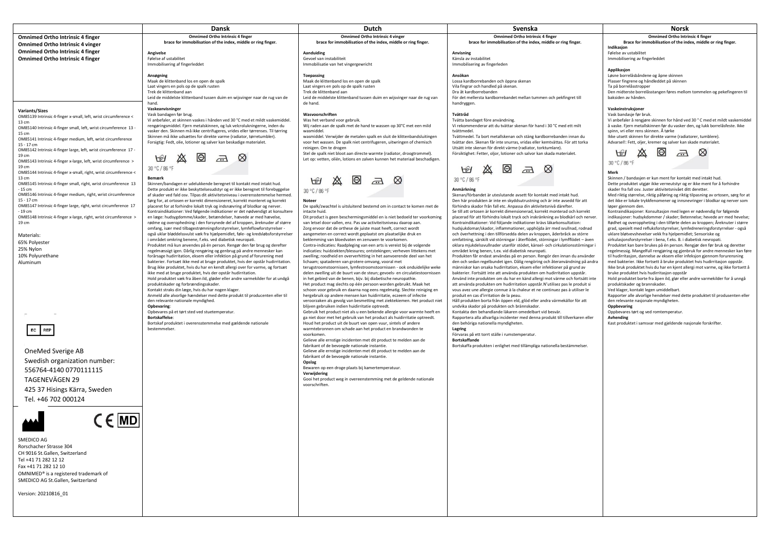## (Left column)

**Omnimed Ortho Intrinsic 4 finger**
**Omnimed Ortho Intrinsic 4 vinger**
**Omnimed Ortho Intrinsic 4 finger**
**Omnimed Ortho Intrinsic 4 finger**

**Variants/Sizes**

OM85139 Intrinsic 4-finger x-small, left, wrist circumference < 13 cm
OM85140 Intrinsic 4-finger small, left, wrist circumference 13 - 15 cm
OM85141 Intrinsic 4-finger medium, left, wrist circumference 15 - 17 cm
OM85142 Intrinsic 4-finger large, left, wrist circumference 17 - 19 cm
OM85143 Intrinsic 4-finger x-large, left, wrist circumference > 19 cm
OM85144 Intrinsic 4-finger x-small, right, wrist circumference < 13 cm
OM85145 Intrinsic 4-finger small, right, wrist circumference 13 - 15 cm
OM85146 Intrinsic 4-finger medium, right, wrist circumference 15 - 17 cm
OM85147 Intrinsic 4-finger large, right, wrist circumference 17 - 19 cm
OM85148 Intrinsic 4-finger x-large, right, wrist circumference > 19 cm

Materials:
65% Polyester
25% Nylon
10% Polyurethane
Aluminum

EC REP

OneMed Sverige AB
Swedish organization number:
556764-4140 0770111115
TAGENEVÄGEN 29
425 37 Hisings Kärra, Sweden
Tel. +46 702 000124

CE MD

SMEDICO AG
Rorschacher Strasse 304
CH 9016 St.Gallen, Switzerland
Tel +41 71 282 12 12
Fax +41 71 282 12 10
OMNIMED® is a registered trademark of
SMEDICO AG St.Gallen, Switzerland

Version: 20210816_01

## Dansk

**Omnimed Ortho Intrinsic 4 finger**
**brace for immobilisation of the index, middle or ring finger.**

**Angivelse**
Følelse af ustabilitet
Immobilisering af fingerleddet

**Ansøgning**
Maak de klittenband los en open de spalk
Laat vingers en pols op de spalk rusten
Trek de klittenband aan
Leid de middelste klittenband tussen duim en wijsvinger naar de rug van de hand.

**Vaskeanvisninger**
Vask bandagen før brug.
Vi anbefaler, at skinnen vaskes i hånden ved 30 °C med et mildt vaskemiddel. rengøringsmiddel. Fjern metalskinnen, og luk velcrolukningerne, inden du vasker den. Skinnen må ikke centrifugeres, vrides eller tørrenses. Til tørring Skinnen må ikke udsættes for direkte varme (radiator, tørretumbler).
Forsigtig: Fedt, olie, lotioner og salver kan beskadige materialet.

30 °C / 86 °F

**Bemærk**
Skinnen/bandagen er udelukkende beregnet til kontakt med intakt hud.
Dette produkt er ikke beskyttelsesudstyr og er ikke beregnet til forebyggelse af skader ved fald osv. Tilpas dit aktivitetsniveau i overensstemmelse hermed.
Sørg for, at ortosen er korrekt dimensioneret, korrekt monteret og korrekt placeret for at forhindre lokalt tryk og indsnævring af blodkar og nerver.
Kontraindikationer: Ved følgende indikationer er det nødvendigt at konsultere en læge: hudsygdomme/skader, betændelser, hævede ar med hævelse, rødme og overophedning i den forsynede del af kroppen, åreknuder af større omfang, især med tilbagestrømningsforstyrrelser, lymfeflowforstyrrelser - også uklar bløddelssvulst væk fra hjælpemidlet, føle- og kredsløbsforstyrrelser i området omkring benene, f.eks. ved diabetisk neuropati.
Produktet må kun anvendes på én person. Rengør den før brug og derefter regelmæssigt igen. Dårlig rengøring og genbrug på andre mennesker kan forårsage hudirritation, eksem eller infektion på grund af forurening med bakterier. Fortsæt ikke med at bruge produktet, hvis der opstår hudirritation.
Brug ikke produktet, hvis du har en kendt allergi over for varme, og fortsæt ikke med at bruge produktet, hvis der opstår hudirritation.
Hold produktet væk fra åben ild, gløder eller andre varmekilder for at undgå produktskader og forbrændingsskader.
Kontakt straks din læge, hvis du har nogen klager.
Anmeld alle alvorlige hændelser med dette produkt til producenten eller til den relevante nationale myndighed.

**Opbevaring**:
Opbevares på et tørt sted ved stuetemperatur.

**Bortskaffelse**:
Bortskaf produktet i overensstemmelse med gældende nationale bestemmelser.

## Dutch

**Omnimed Ortho Intrinsic 4 vinger**
**brace for immobilisation of the index, middle or ring finger.**

**Aanduiding**
Gevoel van instabiliteit
Immobilisatie van het vingergewricht

**Toepassing**
Maak de klittenband los en open de spalk
Laat vingers en pols op de spalk rusten
Trek de klittenband aan
Leid de middelste klittenband tussen duim en wijsvinger naar de rug van de hand.

**Wasvoorschriften**
Was het verband voor gebruik.
Wij raden aan de spalk met de hand te wassen op 30°C met een mild wasmiddel.
wasmiddel. Verwijder de metalen spalk en sluit de klittenbandsluitingen voor het wassen. De spalk niet centrifugeren, uitwringen of chemisch reinigen. Om te drogen
Stel de spalk niet bloot aan directe warmte (radiator, droogtrommel).
Let op: vetten, oliën, lotions en zalven kunnen het materiaal beschadigen.

30 °C / 86 °F

**Noteer**
De spalk/zwachtel is uitsluitend bestemd om in contact te komen met de intacte huid.
Dit product is geen beschermingsmiddel en is niet bedoeld ter voorkoming van letsel door vallen, enz. Pas uw activiteitsniveau daarop aan.
Zorg ervoor dat de orthese de juiste maat heeft, correct wordt aangemeten en correct wordt geplaatst om plaatselijke druk en beklemming van bloedvaten en zenuwen te voorkomen.
Contra-indicaties: Raadpleging van een arts is vereist bij de volgende indicaties: huidziekten/blessures; ontstekingen; verheven littekens met zwelling; roodheid en oververhitting in het aanvoerende deel van het lichaam; spataderen van grotere omvang, vooral met terugstroomstoornissen, lymfestroomstoornissen - ook onduidelijke weke delen zwelling uit de buurt van de steun; gevoels- en circulatiestoornissen in het gebied van de benen, bijv. bij diabetische neuropathie.
Het product mag slechts op één persoon worden gebruikt. Maak het schoon voor gebruik en daarna nog eens regelmatig. Slechte reiniging en hergebruik op andere mensen kan huidirritatie, eczeem of infectie veroorzaken als gevolg van besmetting met ziektekiemen. Het product niet blijven gebruiken indien huidirritatie optreedt.
Gebruik het product niet als u een bekende allergie voor warmte heeft en ga niet door met het gebruik van het product als huidirritatie optreedt.
Houd het product uit de buurt van open vuur, sintels of andere warmtebronnen om schade aan het product en brandwonden te voorkomen.
Gelieve alle ernstige incidenten met dit product te melden aan de fabrikant of de bevoegde nationale instantie.
Gelieve alle ernstige incidenten met dit product te melden aan de fabrikant of de bevoegde nationale instantie.

**Opslag**
Bewaren op een droge plaats bij kamertemperatuur.

**Verwijdering**
Gooi het product weg in overeenstemming met de geldende nationale voorschriften.

## Svenska

**Omnimed Ortho Intrinsic 4 finger**
**brace for immobilisation of the index, middle or ring finger.**

**Anvisning**
Känsla av instabilitet
Immobilisering av fingerleden

**Ansökan**
Lossa kardborrebanden och öppna skenan
Vila fingrar och handled på skenan.
Dra åt kardborrebanden
För det mellersta kardborrebandet mellan tummen och pekfingret till handryggen.

**Tvättråd**
Tvätta bandaget före användning.
Vi rekommenderar att du tvättar skenan för hand i 30 °C med ett milt tvättmedel.
Tvättmedel. Ta bort metallskenan och stäng kardborrebanden innan du tvättar den. Skenan får inte snurras, vridas eller kemtvättas. För att torka Utsätt inte skenan för direkt värme (radiator, torktumlare).
Försiktighet: Fetter, oljor, lotioner och salvor kan skada materialet.

30 °C / 86 °F

**Anmärkning**
Skenan/förbandet är uteslutande avsett för kontakt med intakt hud.
Den här produkten är inte en skyddsutrustning och är inte avsedd för att förhindra skador från fall etc. Anpassa din aktivitetsnivå därefter.
Se till att ortosen är korrekt dimensionerad, korrekt monterad och korrekt placerad för att förhindra lokalt tryck och inskränkning av blodkärl och nerver.
Kontraindikationer: Vid följande indikationer krävs läkarkonsultation: hudsjukdomar/skador, inflammationer, upphöjda ärr med svullnad, rodnad och överhettning i den tillförsedda delen av kroppen, åderbråck av större omfattning, särskilt vid störningar i återflödet, störningar i lymfflödet – även oklara mjukdelssvullnader utanför stödet, känsel- och cirkulationsstörningar i området kring benen, t.ex. vid diabetisk neuropati.
Produkten får endast användas på en person. Rengör den innan du använder den och sedan regelbundet igen. Dålig rengöring och återanvändning på andra människor kan orsaka hudirritation, eksem eller infektioner på grund av bakterier. Fortsätt inte att använda produkten om hudirritation uppstår.
Använd inte produkten om du har en känd allergi mot värme och fortsätt inte att använda produkten om hudirritation uppstår.N'utilisez pas le produit si vous avez une allergie connue à la chaleur et ne continuez pas à utiliser le produit en cas d'irritation de la peau.
Håll produkten borta från öppen eld, glöd eller andra värmekällor för att undvika skador på produkten och brännskador.
Kontakta den behandlande läkaren omedelbart vid besvär.
Rapportera alla allvarliga incidenter med denna produkt till tillverkaren eller den behöriga nationella myndigheten.

**Lagring**
Förvaras på ett torrt ställe i rumstemperatur.

**Bortskaffande**
Bortskaffa produkten i enlighet med tillämpliga nationella bestämmelser.

## Norsk

**Omnimed Ortho Intrinsic 4 finger**
**Brace for immobilisation of the index, middle or ring finger.**

**Indikasjon**
Følelse av ustabilitet
Immobilisering av fingerleddet

**Applikasjon**
Løsne borrelåsbåndene og åpne skinnen
Plasser fingrene og håndleddet på skinnen
Ta på borrelåsstropper
Den midterste borrelåsstangen føres mellom tommelen og pekefingeren til baksiden av hånden.

**Vaskeinstruksjoner**
Vask bandasje før bruk.
Vi anbefaler å rengjøre skinnen for hånd ved 30 ° C med et mildt vaskemiddel å vaske. Fjern metallskinnen før du vasker den, og lukk borrelåsfeste. Ikke spinn, vri eller rens skinnen. Å tørke
Ikke utsett skinnen for direkte varme (radiatorer, tumblere).
Advarsel!: Fett, oljer, kremer og salver kan skade materialet.

30 °C / 86 °F

**Merk**
Skinnen / bandasjen er kun ment for kontakt med intakt hud.
Dette produktet utgjør ikke verneutstyr og er ikke ment for å forhindre skader fra fall osv. Juster aktivitetsnivået ditt deretter.
Med riktig størrelse, riktig påføring og riktig tilpasning av ortosen, sørg for at det ikke er lokale trykkfenomener og innsnevringer i blodkar og nerver som løper gjennom den.
Kontraindikasjoner: Konsultasjon med legen er nødvendig for følgende indikasjoner: hudsykdommer / skader; Betennelse; hevede arr med hevelse; Rødhet og overoppheting i den tilførte delen av kroppen; Åreknuter i større grad, spesielt med refluksforstyrrelser, lymfedreneringsforstyrrelser - også uklare bløtvevshevelser vekk fra hjelpemidlet; Sensoriske og sirkulasjonsforstyrrelser i bena, f.eks. B. i diabetisk nevropati.
Produktet kan bare brukes på én person. Rengjør den før bruk og deretter regelmessig. Mangelfull rengjøring og gjenbruk for andre mennesker kan føre til hudirritasjon, dannelse av eksem eller infeksjon gjennom forurensning med bakterier. Ikke fortsett å bruke produktet hvis hudirritasjon oppstår.
Ikke bruk produktet hvis du har en kjent allergi mot varme, og ikke fortsett å bruke produktet hvis hudirritasjon oppstår.
Hold produktet borte fra åpen ild, glør eller andre varmekilder for å unngå produktskader og brannskader.
Ved klager, kontakt legen umiddelbart.
Rapporter alle alvorlige hendelser med dette produktet til produsenten eller den relevante nasjonale myndigheten.

**Oppbevaring**
Oppbevares tørt og ved romtemperatur.

**Avhending**
Kast produktet i samsvar med gjeldende nasjonale forskrifter.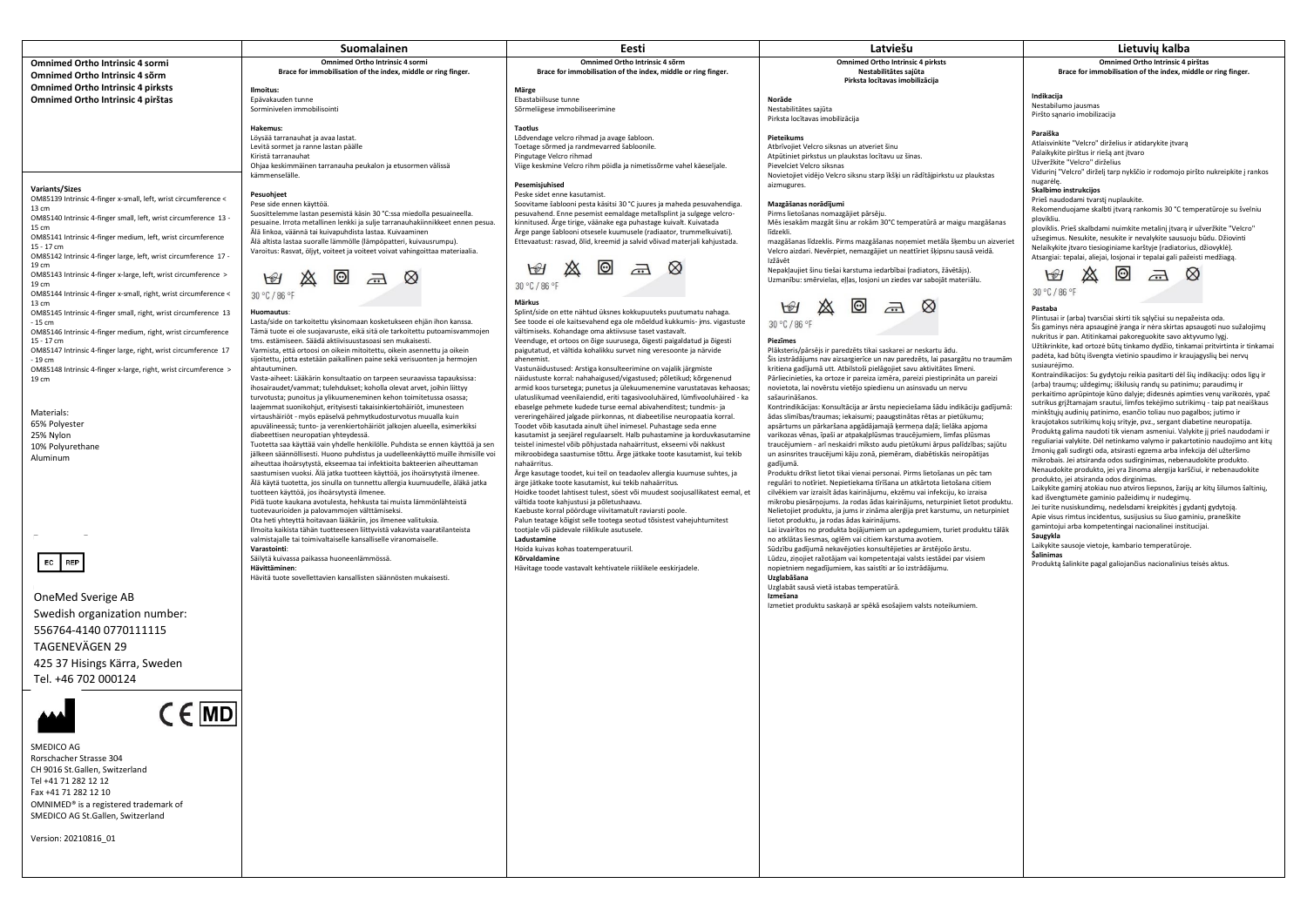| | Suomalainen | Eesti | Latviešu | Lietuvių kalba |
|---|---|---|---|---|

**Omnimed Ortho Intrinsic 4 sormi**
**Omnimed Ortho Intrinsic 4 sõrm**
**Omnimed Ortho Intrinsic 4 pirksts**
**Omnimed Ortho Intrinsic 4 pirštas**

**Variants/Sizes**

OM85139 Intrinsic 4-finger x-small, left, wrist circumference < 13 cm
OM85140 Intrinsic 4-finger small, left, wrist circumference 13 - 15 cm
OM85141 Intrinsic 4-finger medium, left, wrist circumference 15 - 17 cm
OM85142 Intrinsic 4-finger large, left, wrist circumference 17 - 19 cm
OM85143 Intrinsic 4-finger x-large, left, wrist circumference > 19 cm
OM85144 Intrinsic 4-finger x-small, right, wrist circumference < 13 cm
OM85145 Intrinsic 4-finger small, right, wrist circumference 13 - 15 cm
OM85146 Intrinsic 4-finger medium, right, wrist circumference 15 - 17 cm
OM85147 Intrinsic 4-finger large, right, wrist circumference 17 - 19 cm
OM85148 Intrinsic 4-finger x-large, right, wrist circumference > 19 cm

Materials:
65% Polyester
25% Nylon
10% Polyurethane
Aluminum

EC REP

OneMed Sverige AB
Swedish organization number:
556764-4140 0770111115
TAGENEVÄGEN 29
425 37 Hisings Kärra, Sweden
Tel. +46 702 000124

CE MD

SMEDICO AG
Rorschacher Strasse 304
CH 9016 St.Gallen, Switzerland
Tel +41 71 282 12 12
Fax +41 71 282 12 10
OMNIMED® is a registered trademark of SMEDICO AG St.Gallen, Switzerland

Version: 20210816_01

## Suomalainen

**Omnimed Ortho Intrinsic 4 sormi**
**Brace for immobilisation of the index, middle or ring finger.**

**Ilmoitus:**
Epävakauden tunne
Sorminivelen immobilisointi

**Hakemus:**
Löysää tarranauhat ja avaa lastat.
Levitä sormet ja ranne lastan päälle
Kiristä tarranauhat
Ohjaa keskimmäinen tarranauha peukalon ja etusormen välissä kämmenselälle.

**Pesuohjeet**
Pese side ennen käyttöä.
Suosittelemme lastan pesemistä käsin 30 °C:ssa miedolla pesuaineella. pesuaine. Irrota metallinen lenkki ja sulje tarranauhakiinnikkeet ennen pesua.
Älä linkoa, väännä tai kuivapuhdista lastaa. Kuivaaminen
Älä altista lastaa suoralle lämmölle (lämpöpatteri, kuivausrumpu).
Varoitus: Rasvat, öljyt, voiteet ja voiteet voivat vahingoittaa materiaalia.

30 °C / 86 °F

**Huomautus**:
Lasta/side on tarkoitettu yksinomaan kosketukseen ehjän ihon kanssa.
Tämä tuote ei ole suojavaruste, eikä sitä ole tarkoitettu putoamisvammojen tms. estämiseen. Säädä aktiivisuustasoasi sen mukaisesti.
Varmista, että ortoosi on oikein mitoitettu, oikein asennettu ja oikein sijoitettu, jotta estetään paikallinen paine sekä verisuonten ja hermojen ahtautuminen.
Vasta-aiheet: Lääkärin konsultaatio on tarpeen seuraavissa tapauksissa: ihosairaudet/vammat; tulehdukset; koholla olevat arvet, joihin liittyy turvotusta; punoitus ja ylikuumeneminen kehon toimitetussa osassa; laajemmat suonikohjut, erityisesti takaisinkiertohäiriöt, imunesteen virtaushäiriöt - myös epäselvä pehmytkudosturvotus muualla kuin apuvälineessä; tunto- ja verenkiertohäiriöt jalkojen alueella, esimerkiksi diabeettisen neuropatian yhteydessä.
Tuotetta saa käyttää vain yhdelle henkilölle. Puhdista se ennen käyttöä ja sen jälkeen säännöllisesti. Huono puhdistus ja uudelleenkäyttö muille ihmisille voi aiheuttaa ihoärsytystä, ekseemaa tai infektioita bakteerien aiheuttaman saastumisen vuoksi. Älä jatka tuotteen käyttöä, jos ihoärsytystä ilmenee.
Älä käytä tuotetta, jos sinulla on tunnettu allergia kuumuudelle, äläkä jatka tuotteen käyttöä, jos ihoärsytystä ilmenee.
Pidä tuote kaukana avotulesta, hehkusta tai muista lämmönlähteistä tuotevaurioiden ja palovammojen välttämiseksi.
Ota heti yhteyttä hoitavaan lääkäriin, jos ilmenee valituksia.
Ilmoita kaikista tähän tuotteeseen liittyvistä vakavista vaaratilanteista valmistajalle tai toimivaltaiselle kansalliselle viranomaiselle.
**Varastointi**:
Säilytä kuivassa paikassa huoneenlämmössä.
**Hävittäminen**:
Hävitä tuote sovellettavien kansallisten säännösten mukaisesti.

## Eesti

**Omnimed Ortho Intrinsic 4 sõrm**
**Brace for immobilisation of the index, middle or ring finger.**

**Märge**
Ebastabiilsuse tunne
Sõrmeliigese immobiliseerimine

**Taotlus**
Lõdvendage velcro rihmad ja avage šabloon.
Toetage sõrmed ja randmevarred šabloonile.
Pingutage Velcro rihmad
Viige keskmine Velcro rihm pöidla ja nimetissõrme vahel käeseljale.

**Pesemisjuhised**
Peske sidet enne kasutamist.
Soovitame šablooni pesta käsitsi 30 °C juures ja maheda pesuvahendiga. pesuvahend. Enne pesemist eemaldage metallsplint ja sulgege velcro-kinnitused. Ärge tsirge, väänake ega puhastage kuivalt. Kuivatada
Ärge pange šablooni otsesele kuumusele (radiaator, trummelkuivati).
Ettevaatust: rasvad, õlid, kreemid ja salvid võivad materjali kahjustada.

30 °C / 86 °F

**Märkus**
Splint/side on ette nähtud üksnes kokkupuuteks puutumatu nahaga.
See toode ei ole kaitsevahend ega ole mõeldud kukkumis- jms. vigastuste vältimiseks. Kohandage oma aktiivsuse taset vastavalt.
Veenduge, et ortoos on õige suurusega, õigesti paigaldatud ja õigesti paigutatud, et vältida kohalikku survet ning veresoonte ja närvide ahenemist.
Vastunäidustused: Arstiga konsulteerimine on vajalik järgmiste näidustuste korral: nahahaigused/vigastused; põletikud; kõrgenenud armid koos tursetega; punetus ja ülekuumenemine varustatavas kehaosas; ulatuslikumad veenilaiendid, eriti tagasivooluhäired, lümfivooluhäired - ka ebaselge pehmete kudede turse eemal abivahenditest; tundmis- ja vereringehäired jalgade piirkonnas, nt diabeetilise neuropaatia korral.
Toodet võib kasutada ainult ühel inimesel. Puhastage seda enne kasutamist ja seejärel regulaarselt. Halb puhastamine ja korduvkasutamine teistel inimestel võib põhjustada nahaärritust, ekseemi või nakkust mikroobidega saastumise tõttu. Ärge jätkake toote kasutamist, kui tekib nahaärritus.
Ärge kasutage toodet, kui teil on teadaolev allergia kuumuse suhtes, ja ärge jätkake toote kasutamist, kui tekib nahaärritus.
Hoidke toodet lahtisest tulest, söest või muudest soojusallikatest eemal, et vältida toote kahjustusi ja põletushaavu.
Kaebuste korral pöörduge viivitamatult raviarsti poole.
Palun teatage kõigist selle tootega seotud tõsistest vahejuhtumitest tootjale või pädevale riiklikule asutusele.
**Ladustamine**
Hoida kuivas kohas toatemperatuuril.
**Kõrvaldamine**
Hävitage toode vastavalt kehtivatele riiklikele eeskirjadele.

## Latviešu

**Omnimed Ortho Intrinsic 4 pirksts**
**Nestabilitātes sajūta**
**Pirksta locītavas imobilizācija**

**Norāde**
Nestabilitātes sajūta
Pirksta locītavas imobilizācija

**Pieteikums**
Atbrīvojiet Velcro siksnas un atveriet šinu
Atpūtiniet pirkstus un plaukstas locītavu uz šinas.
Pievelciet Velcro siksnas
Novietojiet vidējo Velcro siksnu starp īkšķi un rādītājpirkstu uz plaukstas aizmugures.

**Mazgāšanas norādījumi**
Pirms lietošanas nomazgājiet pārsēju.
Mēs iesakām mazgāt šinu ar rokām 30°C temperatūrā ar maigu mazgāšanas līdzekli.
mazgāšanas līdzeklis. Pirms mazgāšanas noņemiet metāla šķembu un aizveriet Velcro aizdari. Nevērpiet, nemazgājiet un neattīriet šķipsnu sausā veidā. Izžāvēt
Nepakļaujiet šinu tieši karstuma iedarbībai (radiators, žāvētājs).
Uzmanību: smērvielas, eļļas, losjoni un ziedes var sabojāt materiālu.

30 °C / 86 °F

**Piezīmes**
Plāksteris/pārsējs ir paredzēts tikai saskarei ar neskartu ādu.
Šis izstrādājums nav aizsargierīce un nav paredzēts, lai pasargātu no traumām kritiena gadījumā utt. Atbilstoši pielāgojiet savu aktivitātes līmeni.
Pārliecinieties, ka ortoze ir pareiza izmēra, pareizi piestiprināta un pareizi novietota, lai novērstu vietējo spiedienu un asinsvadu un nervu sašaurināšanos.
Kontrindikācijas: Konsultācija ar ārstu nepieciešama šādu indikāciju gadījumā: ādas slimības/traumas; iekaisumi; paaugstinātas rētas ar pietūkumu; apsārtums un pārkaršana apgādājamajā ķermeņa daļā; lielāka apjoma varikozas vēnas, īpaši ar atpakaļplūsmas traucējumiem, limfas plūsmas traucējumiem - arī neskaidri mīksto audu pietūkumi ārpus palīdzības; sajūtu un asinsrites traucējumi kāju zonā, piemēram, diabētiskās neiropātijas gadījumā.
Produktu drīkst lietot tikai vienai personai. Pirms lietošanas un pēc tam regulāri to notīriet. Nepietiekama tīrīšana un atkārtota lietošana citiem cilvēkiem var izraisīt ādas kairinājumu, ekzēmu vai infekciju, ko izraisa mikrobu piesārņojums. Ja rodas ādas kairinājums, neturpiniet lietot produktu.
Nelietojiet produktu, ja jums ir zināma alerģija pret karstumu, un neturpiniet lietot produktu, ja rodas ādas kairinājums.
Lai izvairītos no produkta bojājumiem un apdegumiem, turiet produktu tālāk no atklātas liesmas, oglēm vai citiem karstuma avotiem.
Sūdzību gadījumā nekavējoties konsultējieties ar ārstējošo ārstu.
Lūdzu, ziņojiet ražotājam vai kompetentajai valsts iestādei par visiem nopietniem negadījumiem, kas saistīti ar šo izstrādājumu.
**Uzglabāšana**
Uzglabāt sausā vietā istabas temperatūrā.
**Izmešana**
Izmetiet produktu saskaņā ar spēkā esošajiem valsts noteikumiem.

## Lietuvių kalba

**Omnimed Ortho Intrinsic 4 pirštas**
**Brace for immobilisation of the index, middle or ring finger.**

**Indikacija**
Nestabilumo jausmas
Piršto sąnario imobilizacija

**Paraiška**
Atlaisvinkite "Velcro" dirželius ir atidarykite įtvarą
Palaikykite pirštus ir riešą ant įtvaro
Užveržkite "Velcro" dirželius
Vidurinį "Velcro" dirželį tarp nykščio ir rodomojo piršto nukreipkite į rankos nugarėlę.
**Skalbimo instrukcijos**
Prieš naudodami tvarstį nuplaukite.
Rekomenduojame skalbti įtvarą rankomis 30 °C temperatūroje su švelniu ploviklių.
ploviklis. Prieš skalbdami nuimkite metalinį įtvarą ir užveržkite "Velcro" užsegimus. Nesukite, nesukite ir nevalykite sausuoju būdu. Džiovinti
Nelaikykite įtvaro tiesioginiame karštyje (radiatorius, džiovyklė).
Atsargiai: tepalai, aliejai, losjonai ir tepalai gali pažeisti medžiagą.

30 °C / 86 °F

**Pastaba**
Plintusai ir (arba) tvarsčiai skirti tik sąlyčiui su nepažeista oda.
Šis gaminys nėra apsauginė įranga ir nėra skirtas apsaugoti nuo sužalojimų nukritus ir pan. Atitinkamai pakoreguokite savo aktyvumo lygį.
Užtikrinkite, kad ortozė būtų tinkamo dydžio, tinkamai pritvirtinta ir tinkamai padėta, kad būtų išvengta vietinio spaudimo ir kraujagyslių bei nervų susiaurėjimo.
Kontraindikacijos: Su gydytoju reikia pasitarti dėl šių indikacijų: odos ligų ir (arba) traumų; uždegimų; iškilusių randų su patinimu; paraudimų ir perkaitimo aprūpintoje kūno dalyje; didesnės apimties venų varikozės, ypač sutrikus grįžtamajam srautui, limfos tekėjimo sutrikimų - taip pat neaiškaus minkštųjų audinių patinimo, esančio toliau nuo pagalbos; jutimo ir kraujotakos sutrikimų kojų srityje, pvz., sergant diabetine neuropatija.
Produktą galima naudoti tik vienam asmeniui. Valykite jį prieš naudodami ir reguliariai valykite. Dėl netinkamo valymo ir pakartotinio naudojimo ant kitų žmonių gali sudirgti oda, atsirasti egzema arba infekcija dėl užteršimo mikrobais. Jei atsiranda odos sudirginimas, nebenaudokite produkto.
Nenaudokite produkto, jei yra žinoma alergija karščiui, ir nebenaudokite produkto, jei atsiranda odos dirginimas.
Laikykite gaminį atokiai nuo atviros liepsnos, žarijų ar kitų šilumos šaltinių, kad išvengtumėte gaminio pažeidimų ir nudegimų.
Jei turite nusiskundimų, nedelsdami kreipkitės į gydantį gydytoją.
Apie visus rimtus incidentus, susijusius su šiuo gaminiu, praneškite gamintojui arba kompetentingai nacionalinei institucijai.
**Saugykla**
Laikykite sausoje vietoje, kambario temperatūroje.
**Šalinimas**
Produktą šalinkite pagal galiojančius nacionalinius teisės aktus.